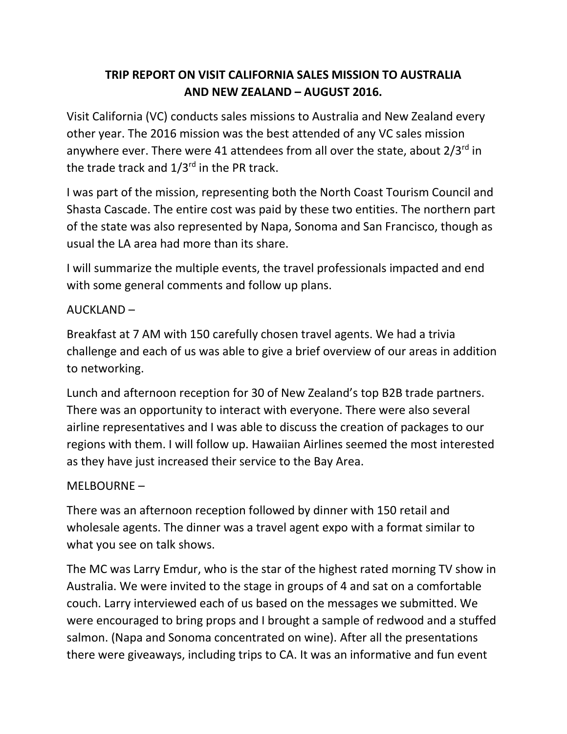# TRIP REPORT ON VISIT CALIFORNIA SALES MISSION TO AUSTRALIA AND NEW ZEALAND – AUGUST 2016.

Visit California (VC) conducts sales missions to Australia and New Zealand every other year. The 2016 mission was the best attended of any VC sales mission anywhere ever. There were 41 attendees from all over the state, about 2/3rd in the trade track and 1/3rd in the PR track.

I was part of the mission, representing both the North Coast Tourism Council and Shasta Cascade. The entire cost was paid by these two entities. The northern part of the state was also represented by Napa, Sonoma and San Francisco, though as usual the LA area had more than its share.

I will summarize the multiple events, the travel professionals impacted and end with some general comments and follow up plans.

AUCKLAND –

Breakfast at 7 AM with 150 carefully chosen travel agents. We had a trivia challenge and each of us was able to give a brief overview of our areas in addition to networking.

Lunch and afternoon reception for 30 of New Zealand's top B2B trade partners. There was an opportunity to interact with everyone. There were also several airline representatives and I was able to discuss the creation of packages to our regions with them. I will follow up. Hawaiian Airlines seemed the most interested as they have just increased their service to the Bay Area.

MELBOURNE –

There was an afternoon reception followed by dinner with 150 retail and wholesale agents. The dinner was a travel agent expo with a format similar to what you see on talk shows.

The MC was Larry Emdur, who is the star of the highest rated morning TV show in Australia. We were invited to the stage in groups of 4 and sat on a comfortable couch. Larry interviewed each of us based on the messages we submitted. We were encouraged to bring props and I brought a sample of redwood and a stuffed salmon. (Napa and Sonoma concentrated on wine). After all the presentations there were giveaways, including trips to CA. It was an informative and fun event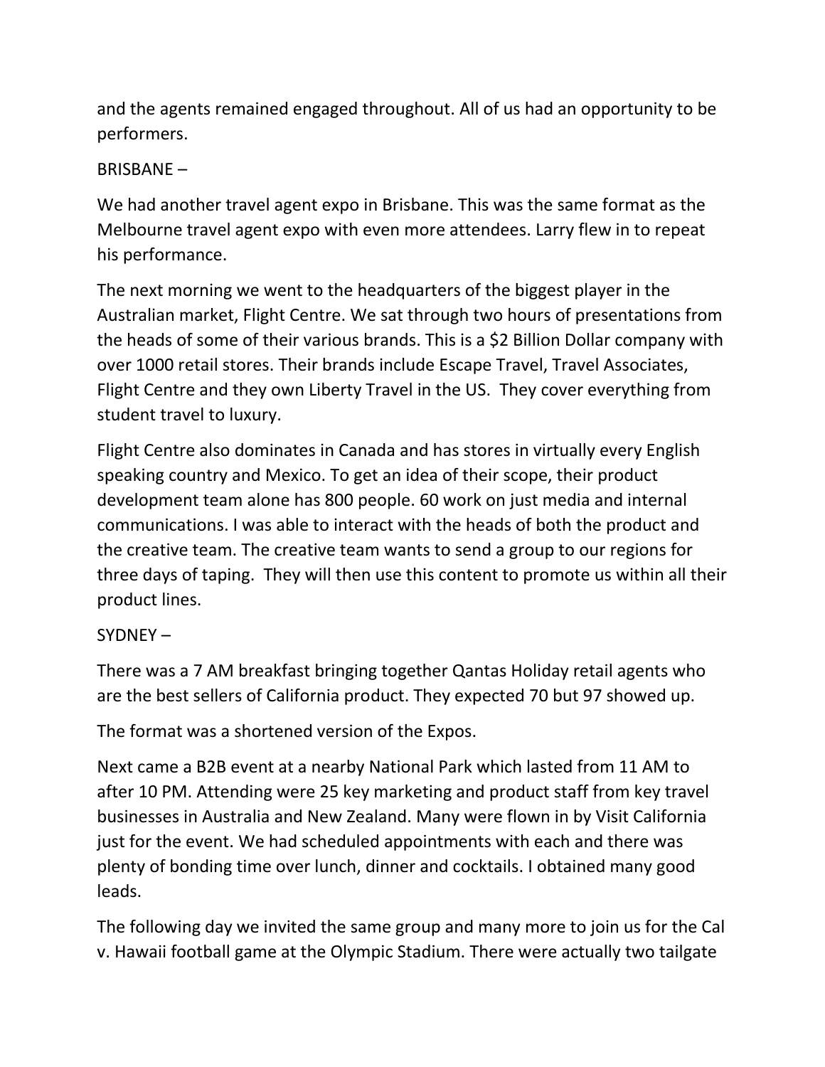and the agents remained engaged throughout. All of us had an opportunity to be performers.

BRISBANE –

We had another travel agent expo in Brisbane. This was the same format as the Melbourne travel agent expo with even more attendees. Larry flew in to repeat his performance.

The next morning we went to the headquarters of the biggest player in the Australian market, Flight Centre. We sat through two hours of presentations from the heads of some of their various brands. This is a $2 Billion Dollar company with over 1000 retail stores. Their brands include Escape Travel, Travel Associates, Flight Centre and they own Liberty Travel in the US. They cover everything from student travel to luxury.

Flight Centre also dominates in Canada and has stores in virtually every English speaking country and Mexico. To get an idea of their scope, their product development team alone has 800 people. 60 work on just media and internal communications. I was able to interact with the heads of both the product and the creative team. The creative team wants to send a group to our regions for three days of taping. They will then use this content to promote us within all their product lines.

SYDNEY –

There was a 7 AM breakfast bringing together Qantas Holiday retail agents who are the best sellers of California product. They expected 70 but 97 showed up.

The format was a shortened version of the Expos.

Next came a B2B event at a nearby National Park which lasted from 11 AM to after 10 PM. Attending were 25 key marketing and product staff from key travel businesses in Australia and New Zealand. Many were flown in by Visit California just for the event. We had scheduled appointments with each and there was plenty of bonding time over lunch, dinner and cocktails. I obtained many good leads.

The following day we invited the same group and many more to join us for the Cal v. Hawaii football game at the Olympic Stadium. There were actually two tailgate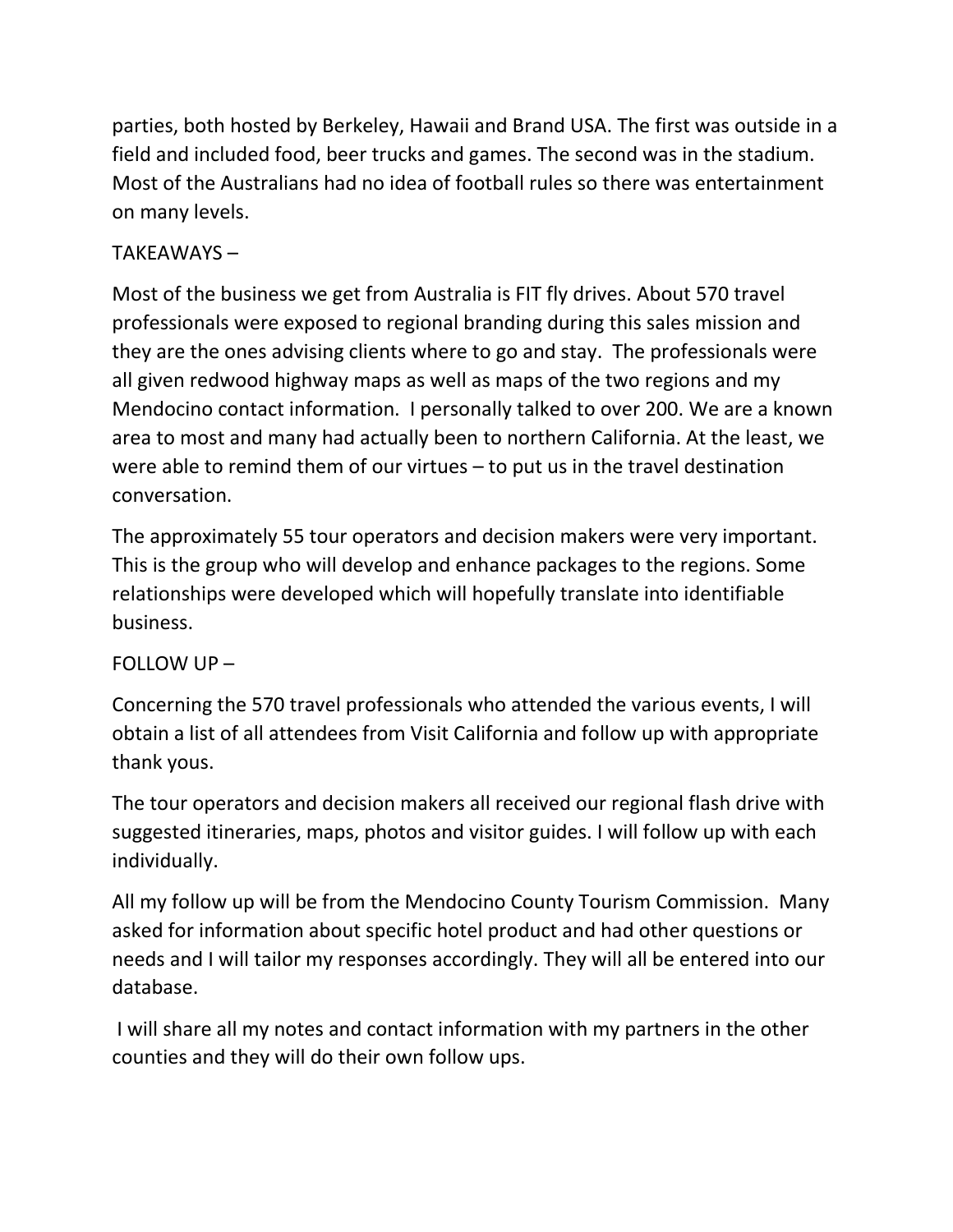parties, both hosted by Berkeley, Hawaii and Brand USA. The first was outside in a field and included food, beer trucks and games. The second was in the stadium. Most of the Australians had no idea of football rules so there was entertainment on many levels.

TAKEAWAYS –

Most of the business we get from Australia is FIT fly drives. About 570 travel professionals were exposed to regional branding during this sales mission and they are the ones advising clients where to go and stay. The professionals were all given redwood highway maps as well as maps of the two regions and my Mendocino contact information. I personally talked to over 200. We are a known area to most and many had actually been to northern California. At the least, we were able to remind them of our virtues – to put us in the travel destination conversation.

The approximately 55 tour operators and decision makers were very important. This is the group who will develop and enhance packages to the regions. Some relationships were developed which will hopefully translate into identifiable business.

FOLLOW UP –

Concerning the 570 travel professionals who attended the various events, I will obtain a list of all attendees from Visit California and follow up with appropriate thank yous.

The tour operators and decision makers all received our regional flash drive with suggested itineraries, maps, photos and visitor guides. I will follow up with each individually.

All my follow up will be from the Mendocino County Tourism Commission. Many asked for information about specific hotel product and had other questions or needs and I will tailor my responses accordingly. They will all be entered into our database.

I will share all my notes and contact information with my partners in the other counties and they will do their own follow ups.